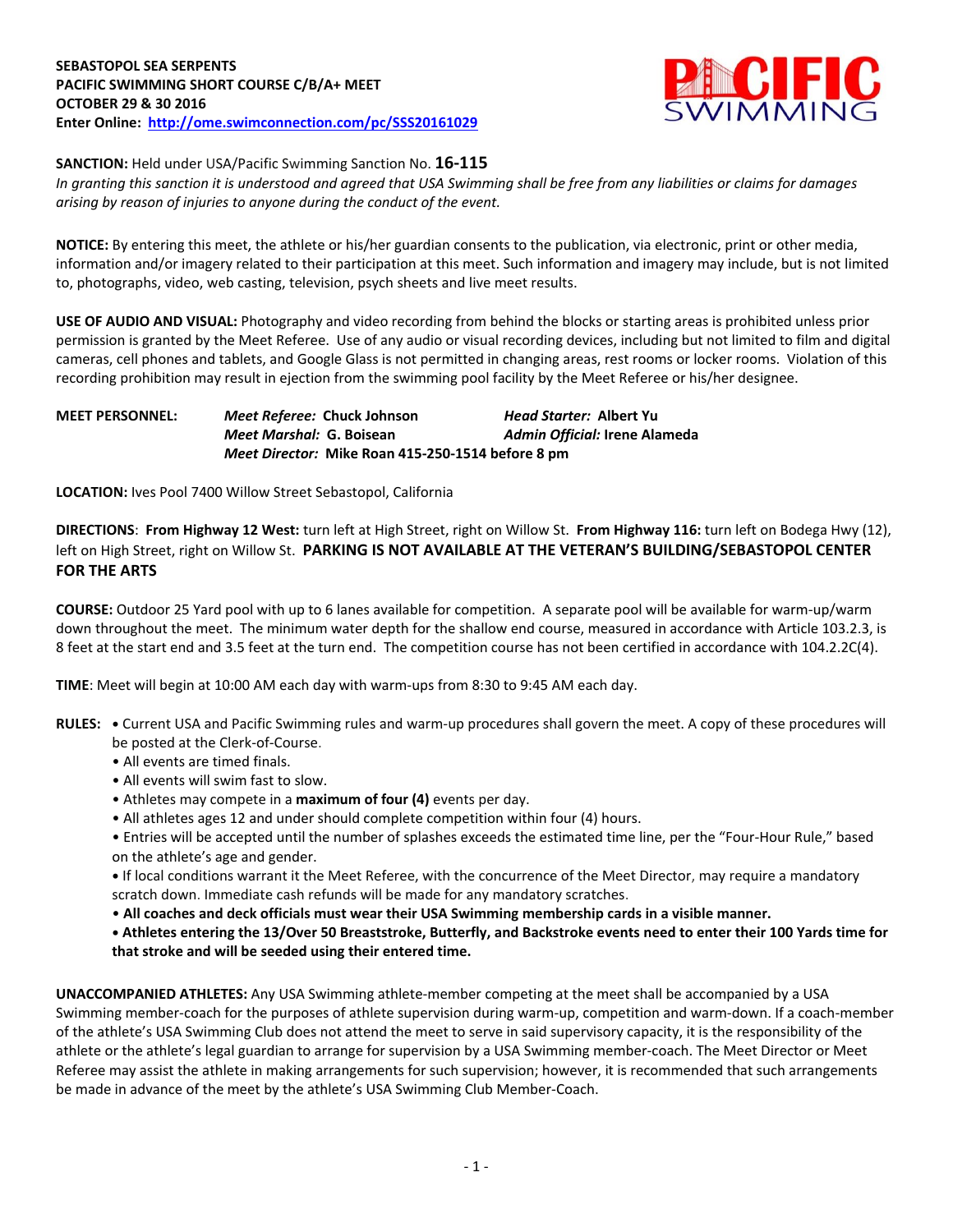**SEBASTOPOL SEA SERPENTS**
**PACIFIC SWIMMING SHORT COURSE C/B/A+ MEET**
**OCTOBER 29 & 30 2016**
**Enter Online: [http://ome.swimconnection.com/pc/SSS20161029](http://ome.swimconnection.com/pc/SSS20161029)**

**SANCTION:** Held under USA/Pacific Swimming Sanction No. **16-115**
*In granting this sanction it is understood and agreed that USA Swimming shall be free from any liabilities or claims for damages arising by reason of injuries to anyone during the conduct of the event.*

**NOTICE:** By entering this meet, the athlete or his/her guardian consents to the publication, via electronic, print or other media, information and/or imagery related to their participation at this meet. Such information and imagery may include, but is not limited to, photographs, video, web casting, television, psych sheets and live meet results.

**USE OF AUDIO AND VISUAL:** Photography and video recording from behind the blocks or starting areas is prohibited unless prior permission is granted by the Meet Referee. Use of any audio or visual recording devices, including but not limited to film and digital cameras, cell phones and tablets, and Google Glass is not permitted in changing areas, rest rooms or locker rooms. Violation of this recording prohibition may result in ejection from the swimming pool facility by the Meet Referee or his/her designee.

**MEET PERSONNEL:** ***Meet Referee:* Chuck Johnson** ***Head Starter:* Albert Yu**
***Meet Marshal:* G. Boisean** ***Admin Official:* Irene Alameda**
***Meet Director:* Mike Roan 415-250-1514 before 8 pm**

**LOCATION:** Ives Pool 7400 Willow Street Sebastopol, California

**DIRECTIONS**: **From Highway 12 West:** turn left at High Street, right on Willow St. **From Highway 116:** turn left on Bodega Hwy (12), left on High Street, right on Willow St. **PARKING IS NOT AVAILABLE AT THE VETERAN'S BUILDING/SEBASTOPOL CENTER FOR THE ARTS**

**COURSE:** Outdoor 25 Yard pool with up to 6 lanes available for competition. A separate pool will be available for warm-up/warm down throughout the meet. The minimum water depth for the shallow end course, measured in accordance with Article 103.2.3, is 8 feet at the start end and 3.5 feet at the turn end. The competition course has not been certified in accordance with 104.2.2C(4).

**TIME**: Meet will begin at 10:00 AM each day with warm-ups from 8:30 to 9:45 AM each day.

**RULES:**
- Current USA and Pacific Swimming rules and warm-up procedures shall govern the meet. A copy of these procedures will be posted at the Clerk-of-Course.
- All events are timed finals.
- All events will swim fast to slow.
- Athletes may compete in a **maximum of four (4)** events per day.
- All athletes ages 12 and under should complete competition within four (4) hours.
- Entries will be accepted until the number of splashes exceeds the estimated time line, per the "Four-Hour Rule," based on the athlete's age and gender.
- If local conditions warrant it the Meet Referee, with the concurrence of the Meet Director, may require a mandatory scratch down. Immediate cash refunds will be made for any mandatory scratches.
- **All coaches and deck officials must wear their USA Swimming membership cards in a visible manner.**
- **Athletes entering the 13/Over 50 Breaststroke, Butterfly, and Backstroke events need to enter their 100 Yards time for that stroke and will be seeded using their entered time.**

**UNACCOMPANIED ATHLETES:** Any USA Swimming athlete-member competing at the meet shall be accompanied by a USA Swimming member-coach for the purposes of athlete supervision during warm-up, competition and warm-down. If a coach-member of the athlete's USA Swimming Club does not attend the meet to serve in said supervisory capacity, it is the responsibility of the athlete or the athlete's legal guardian to arrange for supervision by a USA Swimming member-coach. The Meet Director or Meet Referee may assist the athlete in making arrangements for such supervision; however, it is recommended that such arrangements be made in advance of the meet by the athlete's USA Swimming Club Member-Coach.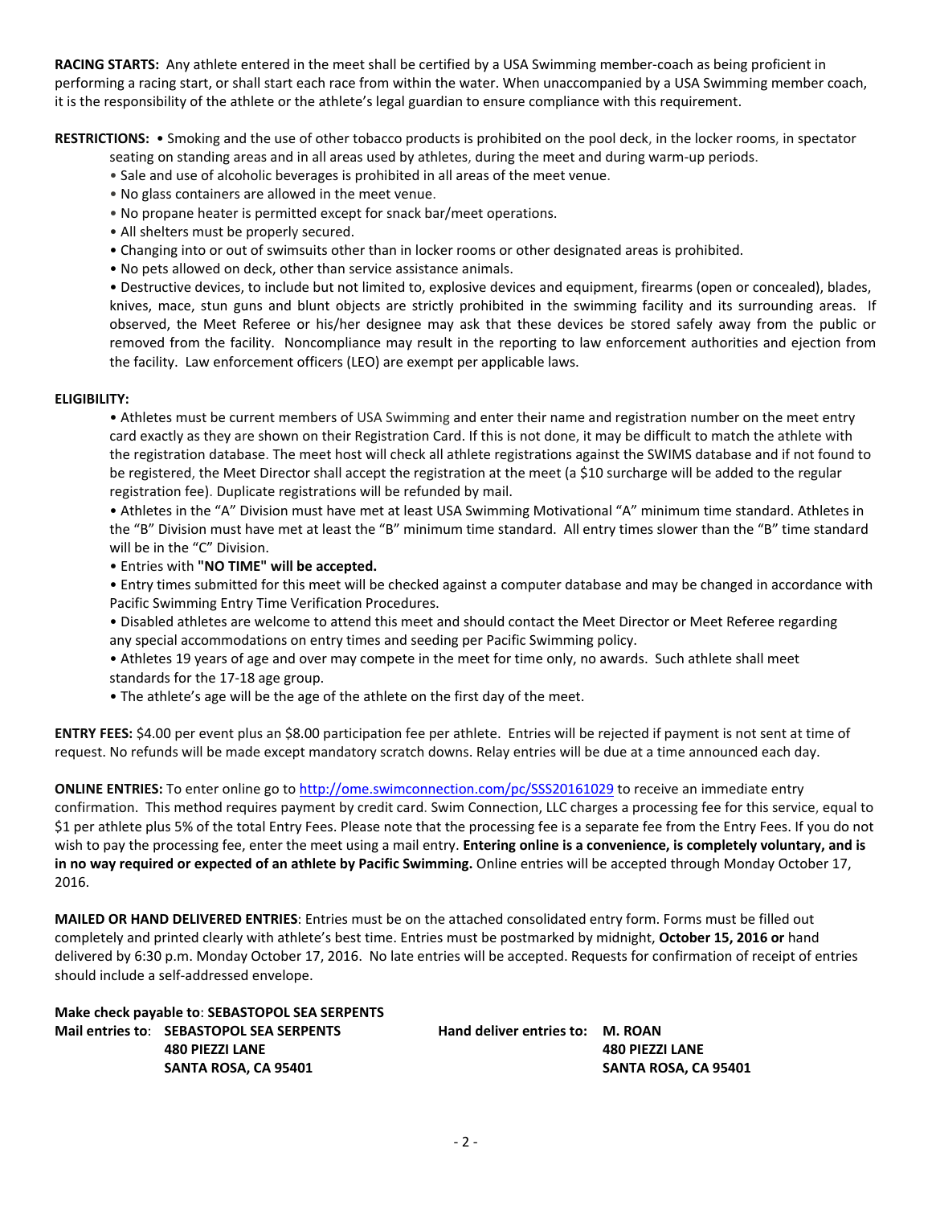**RACING STARTS:** Any athlete entered in the meet shall be certified by a USA Swimming member-coach as being proficient in performing a racing start, or shall start each race from within the water. When unaccompanied by a USA Swimming member coach, it is the responsibility of the athlete or the athlete's legal guardian to ensure compliance with this requirement.

**RESTRICTIONS:** • Smoking and the use of other tobacco products is prohibited on the pool deck, in the locker rooms, in spectator seating on standing areas and in all areas used by athletes, during the meet and during warm-up periods.

- Sale and use of alcoholic beverages is prohibited in all areas of the meet venue.
- No glass containers are allowed in the meet venue.
- No propane heater is permitted except for snack bar/meet operations.
- All shelters must be properly secured.
- Changing into or out of swimsuits other than in locker rooms or other designated areas is prohibited.
- No pets allowed on deck, other than service assistance animals.
- Destructive devices, to include but not limited to, explosive devices and equipment, firearms (open or concealed), blades, knives, mace, stun guns and blunt objects are strictly prohibited in the swimming facility and its surrounding areas. If observed, the Meet Referee or his/her designee may ask that these devices be stored safely away from the public or removed from the facility. Noncompliance may result in the reporting to law enforcement authorities and ejection from the facility. Law enforcement officers (LEO) are exempt per applicable laws.

**ELIGIBILITY:**

- Athletes must be current members of USA Swimming and enter their name and registration number on the meet entry card exactly as they are shown on their Registration Card. If this is not done, it may be difficult to match the athlete with the registration database. The meet host will check all athlete registrations against the SWIMS database and if not found to be registered, the Meet Director shall accept the registration at the meet (a $10 surcharge will be added to the regular registration fee). Duplicate registrations will be refunded by mail.
- Athletes in the "A" Division must have met at least USA Swimming Motivational "A" minimum time standard. Athletes in the "B" Division must have met at least the "B" minimum time standard. All entry times slower than the "B" time standard will be in the "C" Division.
- Entries with **"NO TIME" will be accepted.**
- Entry times submitted for this meet will be checked against a computer database and may be changed in accordance with Pacific Swimming Entry Time Verification Procedures.
- Disabled athletes are welcome to attend this meet and should contact the Meet Director or Meet Referee regarding any special accommodations on entry times and seeding per Pacific Swimming policy.
- Athletes 19 years of age and over may compete in the meet for time only, no awards. Such athlete shall meet standards for the 17-18 age group.
- The athlete's age will be the age of the athlete on the first day of the meet.

**ENTRY FEES:** $4.00 per event plus an $8.00 participation fee per athlete. Entries will be rejected if payment is not sent at time of request. No refunds will be made except mandatory scratch downs. Relay entries will be due at a time announced each day.

**ONLINE ENTRIES:** To enter online go to http://ome.swimconnection.com/pc/SSS20161029 to receive an immediate entry confirmation. This method requires payment by credit card. Swim Connection, LLC charges a processing fee for this service, equal to $1 per athlete plus 5% of the total Entry Fees. Please note that the processing fee is a separate fee from the Entry Fees. If you do not wish to pay the processing fee, enter the meet using a mail entry. **Entering online is a convenience, is completely voluntary, and is in no way required or expected of an athlete by Pacific Swimming.** Online entries will be accepted through Monday October 17, 2016.

**MAILED OR HAND DELIVERED ENTRIES**: Entries must be on the attached consolidated entry form. Forms must be filled out completely and printed clearly with athlete's best time. Entries must be postmarked by midnight, **October 15, 2016 or** hand delivered by 6:30 p.m. Monday October 17, 2016. No late entries will be accepted. Requests for confirmation of receipt of entries should include a self-addressed envelope.

**Make check payable to**: **SEBASTOPOL SEA SERPENTS**

**Mail entries to**: **SEBASTOPOL SEA SERPENTS**
**480 PIEZZI LANE**
**SANTA ROSA, CA 95401**

**Hand deliver entries to: M. ROAN**
**480 PIEZZI LANE**
**SANTA ROSA, CA 95401**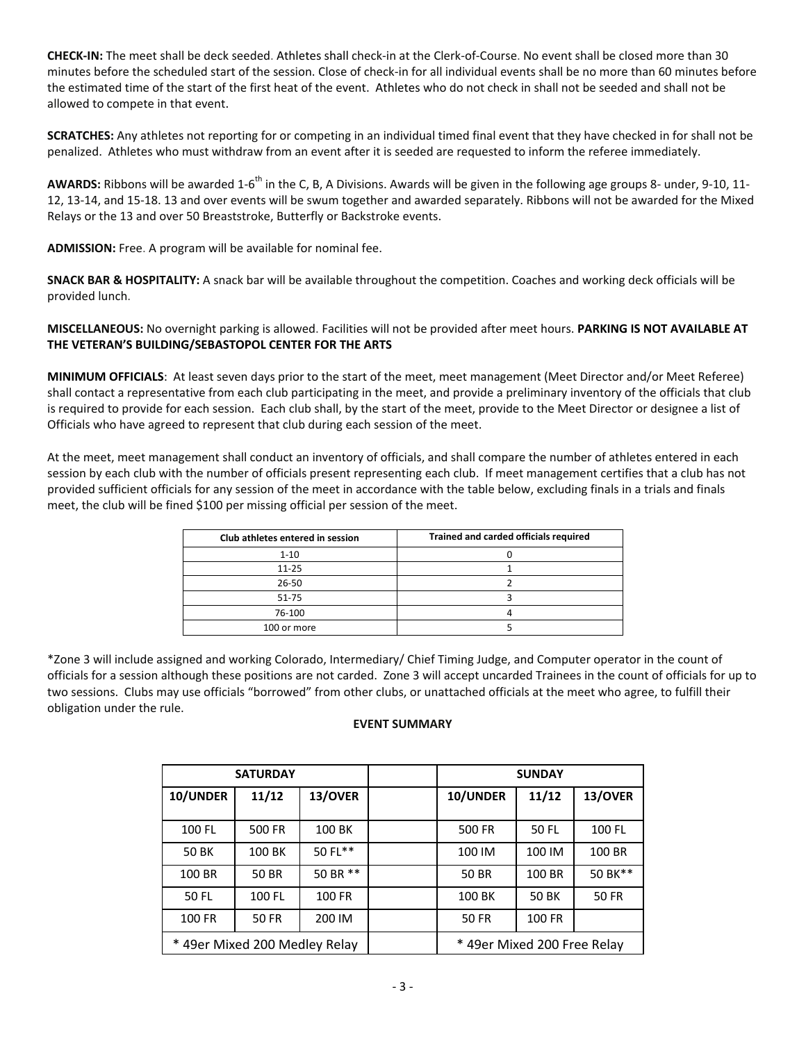**CHECK-IN:** The meet shall be deck seeded. Athletes shall check-in at the Clerk-of-Course. No event shall be closed more than 30 minutes before the scheduled start of the session. Close of check-in for all individual events shall be no more than 60 minutes before the estimated time of the start of the first heat of the event. Athletes who do not check in shall not be seeded and shall not be allowed to compete in that event.

**SCRATCHES:** Any athletes not reporting for or competing in an individual timed final event that they have checked in for shall not be penalized. Athletes who must withdraw from an event after it is seeded are requested to inform the referee immediately.

**AWARDS:** Ribbons will be awarded 1-6th in the C, B, A Divisions. Awards will be given in the following age groups 8- under, 9-10, 11-12, 13-14, and 15-18. 13 and over events will be swum together and awarded separately. Ribbons will not be awarded for the Mixed Relays or the 13 and over 50 Breaststroke, Butterfly or Backstroke events.

**ADMISSION:** Free. A program will be available for nominal fee.

**SNACK BAR & HOSPITALITY:** A snack bar will be available throughout the competition. Coaches and working deck officials will be provided lunch.

**MISCELLANEOUS:** No overnight parking is allowed. Facilities will not be provided after meet hours. **PARKING IS NOT AVAILABLE AT THE VETERAN'S BUILDING/SEBASTOPOL CENTER FOR THE ARTS**

**MINIMUM OFFICIALS**: At least seven days prior to the start of the meet, meet management (Meet Director and/or Meet Referee) shall contact a representative from each club participating in the meet, and provide a preliminary inventory of the officials that club is required to provide for each session. Each club shall, by the start of the meet, provide to the Meet Director or designee a list of Officials who have agreed to represent that club during each session of the meet.

At the meet, meet management shall conduct an inventory of officials, and shall compare the number of athletes entered in each session by each club with the number of officials present representing each club. If meet management certifies that a club has not provided sufficient officials for any session of the meet in accordance with the table below, excluding finals in a trials and finals meet, the club will be fined $100 per missing official per session of the meet.

| Club athletes entered in session | Trained and carded officials required |
|---|---|
| 1-10 | 0 |
| 11-25 | 1 |
| 26-50 | 2 |
| 51-75 | 3 |
| 76-100 | 4 |
| 100 or more | 5 |

*Zone 3 will include assigned and working Colorado, Intermediary/ Chief Timing Judge, and Computer operator in the count of officials for a session although these positions are not carded. Zone 3 will accept uncarded Trainees in the count of officials for up to two sessions. Clubs may use officials "borrowed" from other clubs, or unattached officials at the meet who agree, to fulfill their obligation under the rule.

**EVENT SUMMARY**

| SATURDAY | | | | SUNDAY | | |
|---|---|---|---|---|---|---|
| 10/UNDER | 11/12 | 13/OVER | | 10/UNDER | 11/12 | 13/OVER |
| 100 FL | 500 FR | 100 BK | | 500 FR | 50 FL | 100 FL |
| 50 BK | 100 BK | 50 FL** | | 100 IM | 100 IM | 100 BR |
| 100 BR | 50 BR | 50 BR ** | | 50 BR | 100 BR | 50 BK** |
| 50 FL | 100 FL | 100 FR | | 100 BK | 50 BK | 50 FR |
| 100 FR | 50 FR | 200 IM | | 50 FR | 100 FR | |
| * 49er Mixed 200 Medley Relay | | | | * 49er Mixed 200 Free Relay | | |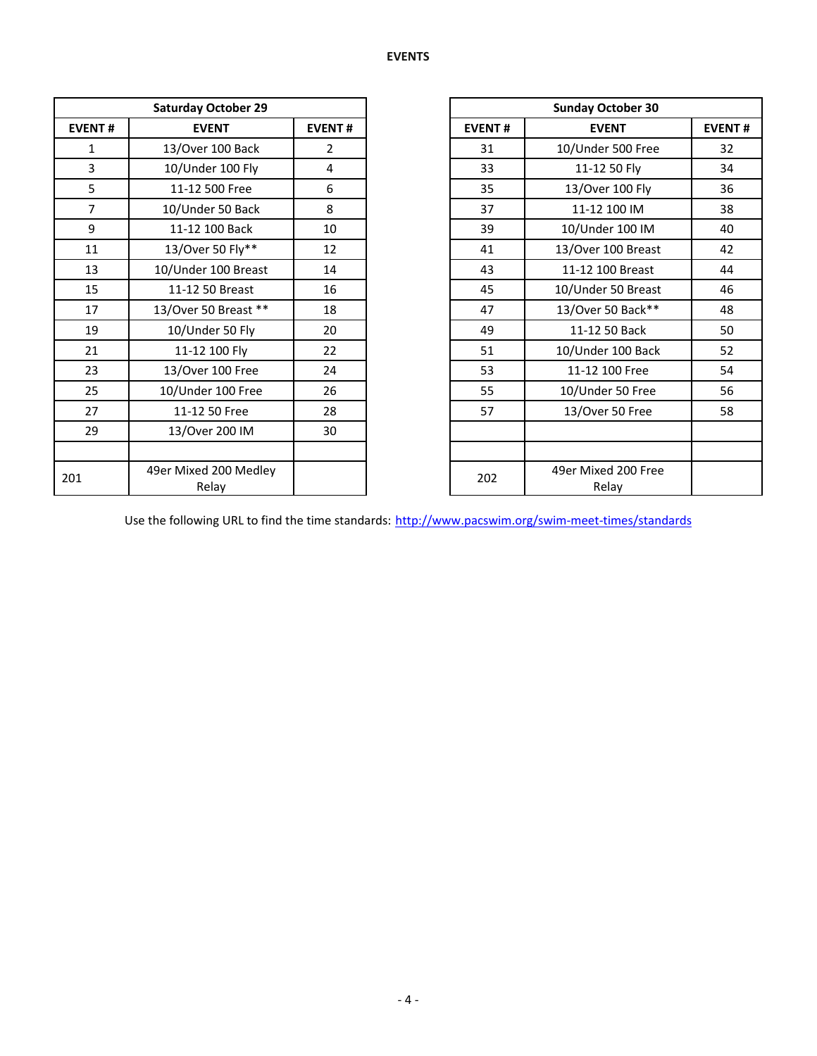# EVENTS

| Saturday October 29 | | |
|---|---|---|
| **EVENT #** | **EVENT** | **EVENT #** |
| 1 | 13/Over 100 Back | 2 |
| 3 | 10/Under 100 Fly | 4 |
| 5 | 11-12 500 Free | 6 |
| 7 | 10/Under 50 Back | 8 |
| 9 | 11-12 100 Back | 10 |
| 11 | 13/Over 50 Fly** | 12 |
| 13 | 10/Under 100 Breast | 14 |
| 15 | 11-12 50 Breast | 16 |
| 17 | 13/Over 50 Breast ** | 18 |
| 19 | 10/Under 50 Fly | 20 |
| 21 | 11-12 100 Fly | 22 |
| 23 | 13/Over 100 Free | 24 |
| 25 | 10/Under 100 Free | 26 |
| 27 | 11-12 50 Free | 28 |
| 29 | 13/Over 200 IM | 30 |
| | | |
| 201 | 49er Mixed 200 Medley Relay | |

| Sunday October 30 | | |
|---|---|---|
| **EVENT #** | **EVENT** | **EVENT #** |
| 31 | 10/Under 500 Free | 32 |
| 33 | 11-12 50 Fly | 34 |
| 35 | 13/Over 100 Fly | 36 |
| 37 | 11-12 100 IM | 38 |
| 39 | 10/Under 100 IM | 40 |
| 41 | 13/Over 100 Breast | 42 |
| 43 | 11-12 100 Breast | 44 |
| 45 | 10/Under 50 Breast | 46 |
| 47 | 13/Over 50 Back** | 48 |
| 49 | 11-12 50 Back | 50 |
| 51 | 10/Under 100 Back | 52 |
| 53 | 11-12 100 Free | 54 |
| 55 | 10/Under 50 Free | 56 |
| 57 | 13/Over 50 Free | 58 |
| | | |
| | | |
| 202 | 49er Mixed 200 Free Relay | |

Use the following URL to find the time standards: http://www.pacswim.org/swim-meet-times/standards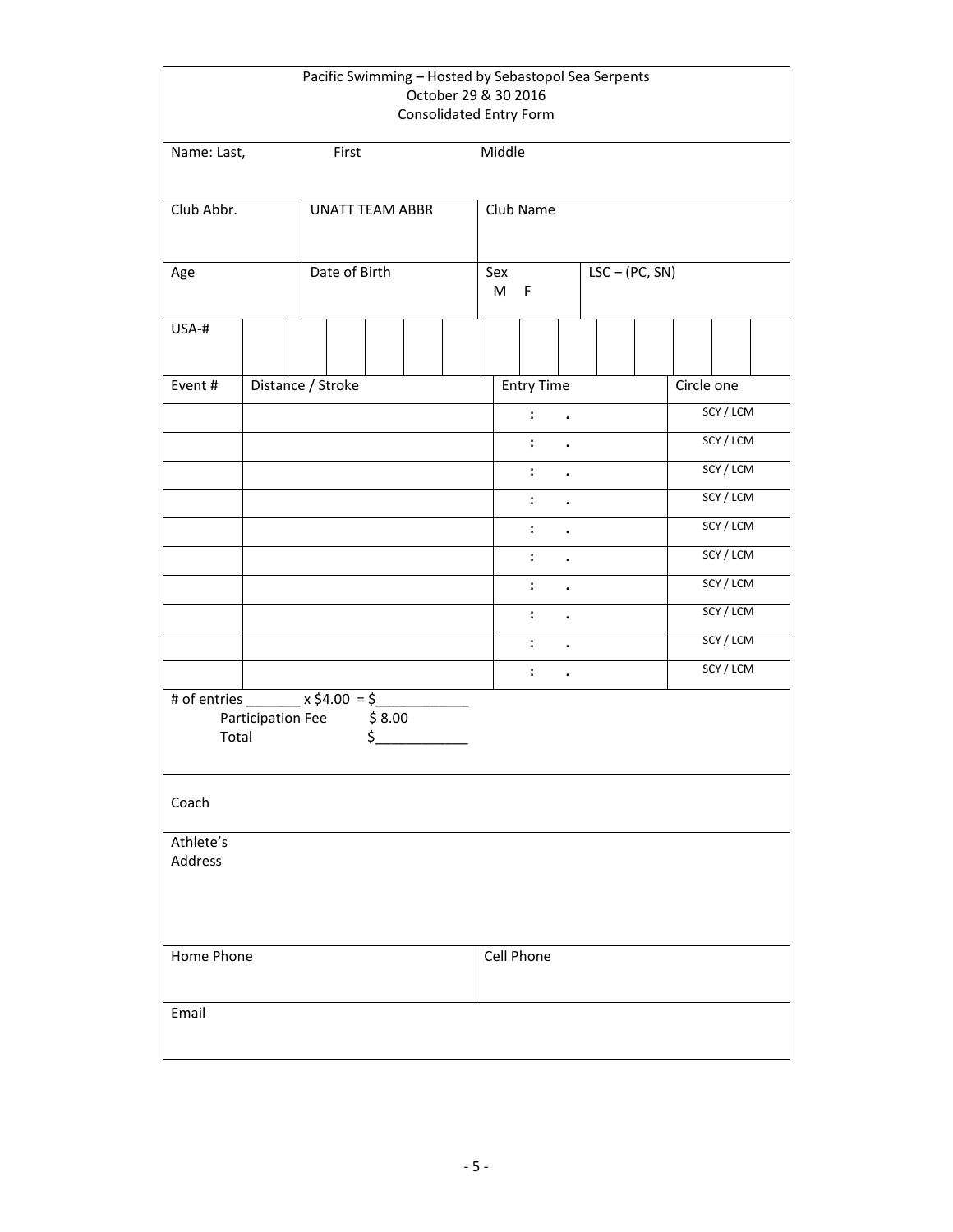Pacific Swimming – Hosted by Sebastopol Sea Serpents
October 29 & 30 2016
Consolidated Entry Form

| | | | |
|---|---|---|---|
| Name: Last, | First | Middle | |
| Club Abbr. | UNATT TEAM ABBR | Club Name | |
| Age | Date of Birth | Sex M F | LSC – (PC, SN) |

| | | | | | | | | | | | | | | |
|---|---|---|---|---|---|---|---|---|---|---|---|---|---|---|
| USA-# | | | | | | | | | | | | | | |

| Event # | Distance / Stroke | Entry Time | Circle one |
|---|---|---|---|
| | | : . | SCY / LCM |
| | | : . | SCY / LCM |
| | | : . | SCY / LCM |
| | | : . | SCY / LCM |
| | | : . | SCY / LCM |
| | | : . | SCY / LCM |
| | | : . | SCY / LCM |
| | | : . | SCY / LCM |
| | | : . | SCY / LCM |
| | | : . | SCY / LCM |

# of entries _______ x $4.00 = $____________
Participation Fee $ 8.00
Total $____________

Coach

Athlete's Address

| | |
|---|---|
| Home Phone | Cell Phone |

Email